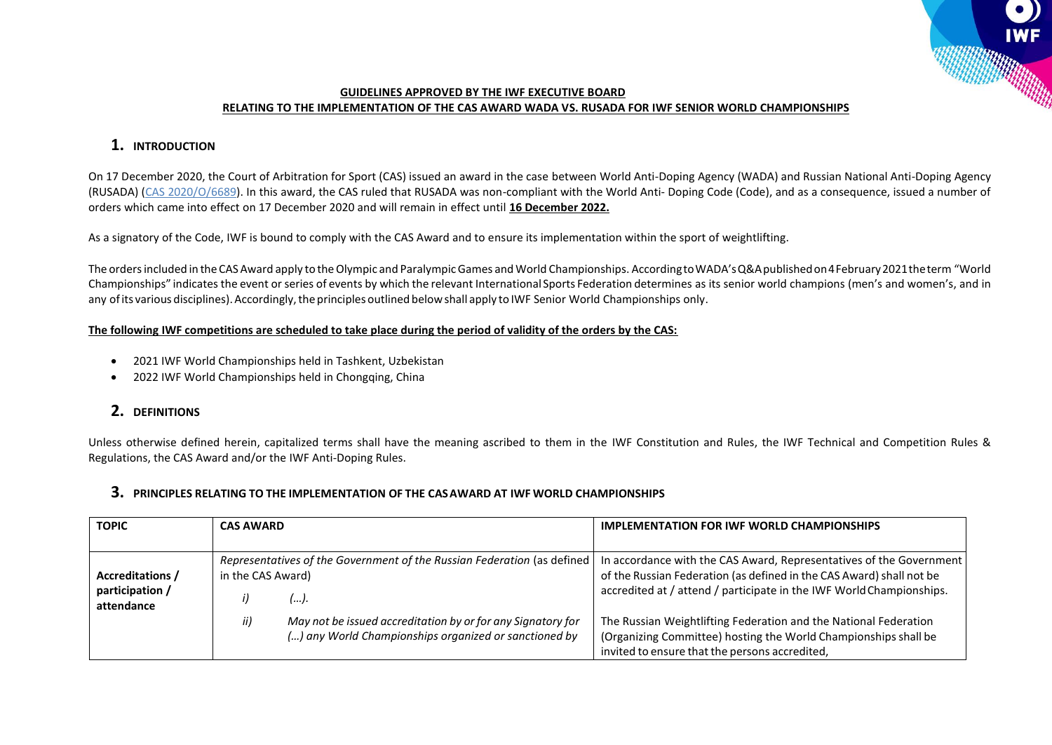**GUIDELINES APPROVED BY THE IWF EXECUTIVE BOARD**
**RELATING TO THE IMPLEMENTATION OF THE CAS AWARD WADA VS. RUSADA FOR IWF SENIOR WORLD CHAMPIONSHIPS**

## 1. INTRODUCTION

On 17 December 2020, the Court of Arbitration for Sport (CAS) issued an award in the case between World Anti-Doping Agency (WADA) and Russian National Anti-Doping Agency (RUSADA) (CAS 2020/O/6689). In this award, the CAS ruled that RUSADA was non-compliant with the World Anti- Doping Code (Code), and as a consequence, issued a number of orders which came into effect on 17 December 2020 and will remain in effect until **16 December 2022.**

As a signatory of the Code, IWF is bound to comply with the CAS Award and to ensure its implementation within the sport of weightlifting.

The orders included in the CAS Award apply to the Olympic and Paralympic Games and World Championships. According to WADA's Q&A published on 4 February 2021 the term "World Championships" indicates the event or series of events by which the relevant International Sports Federation determines as its senior world champions (men's and women's, and in any of its various disciplines). Accordingly, the principles outlined below shall apply to IWF Senior World Championships only.

**The following IWF competitions are scheduled to take place during the period of validity of the orders by the CAS:**

- 2021 IWF World Championships held in Tashkent, Uzbekistan
- 2022 IWF World Championships held in Chongqing, China

## 2. DEFINITIONS

Unless otherwise defined herein, capitalized terms shall have the meaning ascribed to them in the IWF Constitution and Rules, the IWF Technical and Competition Rules & Regulations, the CAS Award and/or the IWF Anti-Doping Rules.

## 3. PRINCIPLES RELATING TO THE IMPLEMENTATION OF THE CAS AWARD AT IWF WORLD CHAMPIONSHIPS

| TOPIC | CAS AWARD | IMPLEMENTATION FOR IWF WORLD CHAMPIONSHIPS |
|---|---|---|
| **Accreditations / participation / attendance** | *Representatives of the Government of the Russian Federation* (as defined in the CAS Award)<br>*i) (…).*<br>*ii) May not be issued accreditation by or for any Signatory for (…) any World Championships organized or sanctioned by* | In accordance with the CAS Award, Representatives of the Government of the Russian Federation (as defined in the CAS Award) shall not be accredited at / attend / participate in the IWF World Championships.<br>The Russian Weightlifting Federation and the National Federation (Organizing Committee) hosting the World Championships shall be invited to ensure that the persons accredited, |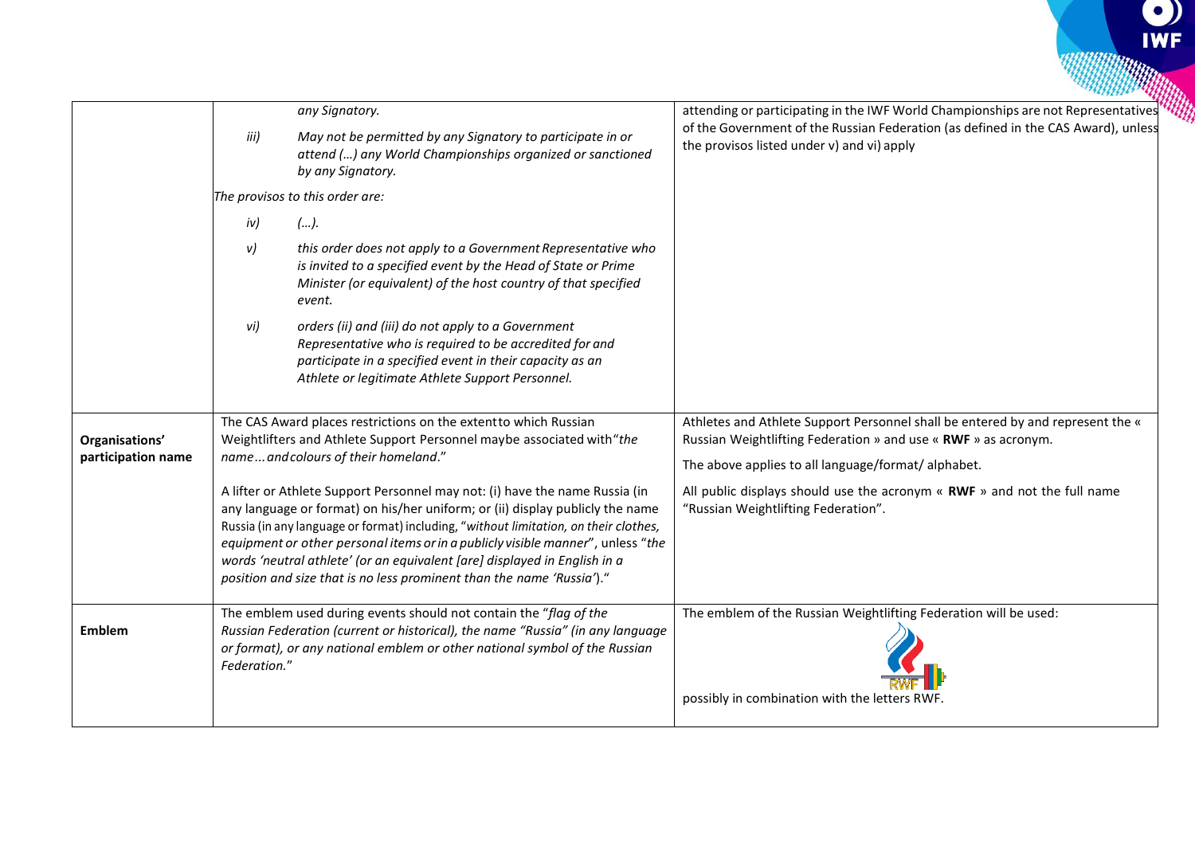| | | |
|---|---|---|
| | *any Signatory.*<br>*iii) May not be permitted by any Signatory to participate in or attend (…) any World Championships organized or sanctioned by any Signatory.*<br>*The provisos to this order are:*<br>*iv) (…).*<br>*v) this order does not apply to a Government Representative who is invited to a specified event by the Head of State or Prime Minister (or equivalent) of the host country of that specified event.*<br>*vi) orders (ii) and (iii) do not apply to a Government Representative who is required to be accredited for and participate in a specified event in their capacity as an Athlete or legitimate Athlete Support Personnel.* | attending or participating in the IWF World Championships are not Representatives of the Government of the Russian Federation (as defined in the CAS Award), unless the provisos listed under v) and vi) apply |
| **Organisations' participation name** | The CAS Award places restrictions on the extent to which Russian Weightlifters and Athlete Support Personnel maybe associated with "*the name... and colours of their homeland*."<br><br>A lifter or Athlete Support Personnel may not: (i) have the name Russia (in any language or format) on his/her uniform; or (ii) display publicly the name Russia (in any language or format) including, "*without limitation, on their clothes, equipment or other personal items or in a publicly visible manner*", unless "*the words 'neutral athlete' (or an equivalent [are] displayed in English in a position and size that is no less prominent than the name 'Russia'*)." | Athletes and Athlete Support Personnel shall be entered by and represent the « Russian Weightlifting Federation » and use « **RWF** » as acronym.<br><br>The above applies to all language/format/ alphabet.<br><br>All public displays should use the acronym « **RWF** » and not the full name "Russian Weightlifting Federation". |
| **Emblem** | The emblem used during events should not contain the "*flag of the Russian Federation (current or historical), the name "Russia" (in any language or format), or any national emblem or other national symbol of the Russian Federation.*" | The emblem of the Russian Weightlifting Federation will be used:<br><br>RWF<br><br>possibly in combination with the letters RWF. |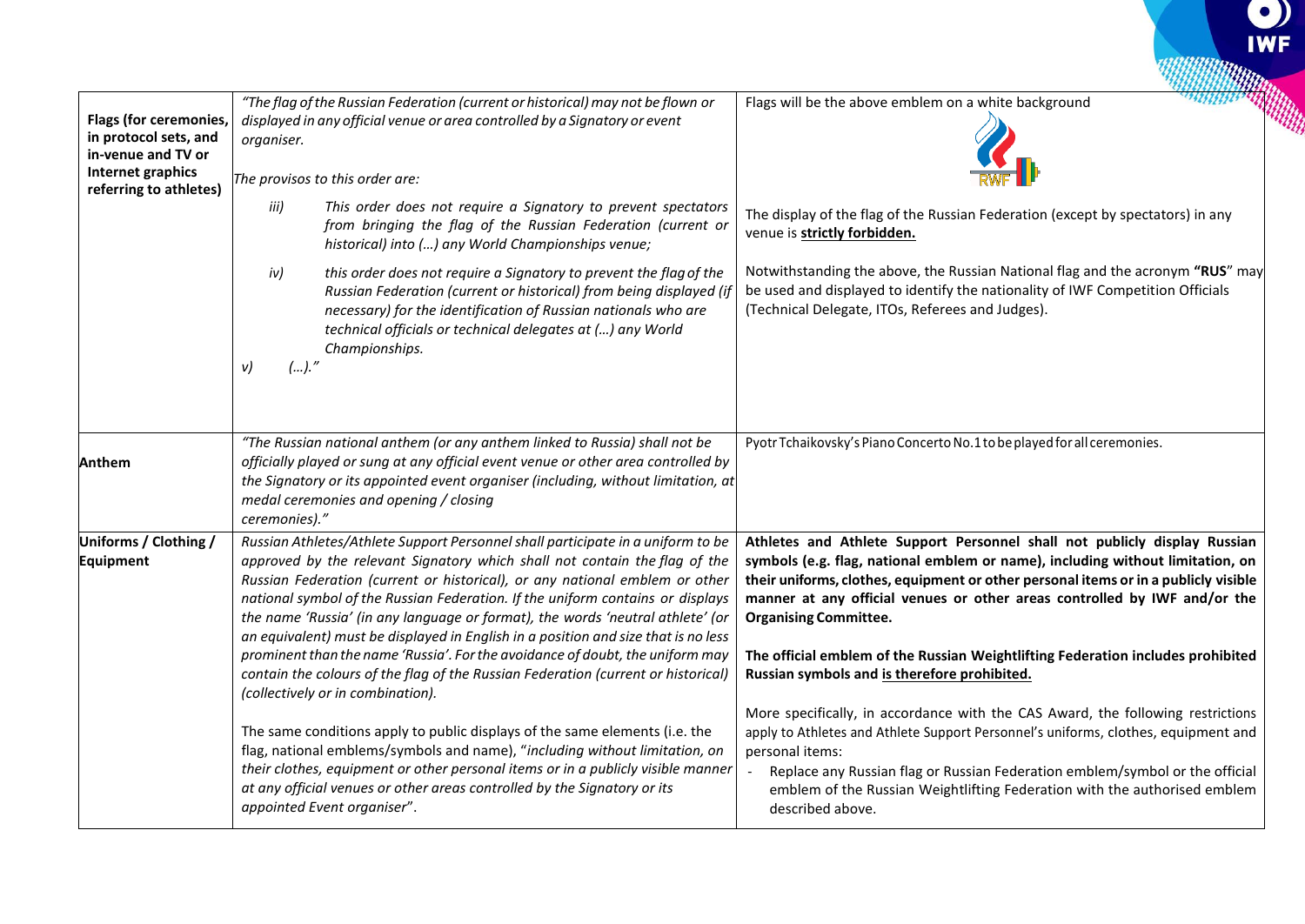| | | |
|---|---|---|
| **Flags (for ceremonies, in protocol sets, and in-venue and TV or Internet graphics referring to athletes)** | *"The flag of the Russian Federation (current or historical) may not be flown or displayed in any official venue or area controlled by a Signatory or event organiser.*<br><br>*The provisos to this order are:*<br><br>*iii) This order does not require a Signatory to prevent spectators from bringing the flag of the Russian Federation (current or historical) into (…) any World Championships venue;*<br><br>*iv) this order does not require a Signatory to prevent the flag of the Russian Federation (current or historical) from being displayed (if necessary) for the identification of Russian nationals who are technical officials or technical delegates at (…) any World Championships.*<br><br>*v) (…)."* | Flags will be the above emblem on a white background<br><br>The display of the flag of the Russian Federation (except by spectators) in any venue is **strictly forbidden.**<br><br>Notwithstanding the above, the Russian National flag and the acronym **"RUS"** may be used and displayed to identify the nationality of IWF Competition Officials (Technical Delegate, ITOs, Referees and Judges). |
| **Anthem** | *"The Russian national anthem (or any anthem linked to Russia) shall not be officially played or sung at any official event venue or other area controlled by the Signatory or its appointed event organiser (including, without limitation, at medal ceremonies and opening / closing ceremonies)."* | Pyotr Tchaikovsky's Piano Concerto No.1 to be played for all ceremonies. |
| **Uniforms / Clothing / Equipment** | *Russian Athletes/Athlete Support Personnel shall participate in a uniform to be approved by the relevant Signatory which shall not contain the flag of the Russian Federation (current or historical), or any national emblem or other national symbol of the Russian Federation. If the uniform contains or displays the name 'Russia' (in any language or format), the words 'neutral athlete' (or an equivalent) must be displayed in English in a position and size that is no less prominent than the name 'Russia'. For the avoidance of doubt, the uniform may contain the colours of the flag of the Russian Federation (current or historical) (collectively or in combination).*<br><br>The same conditions apply to public displays of the same elements (i.e. the flag, national emblems/symbols and name), "*including without limitation, on their clothes, equipment or other personal items or in a publicly visible manner at any official venues or other areas controlled by the Signatory or its appointed Event organiser*". | **Athletes and Athlete Support Personnel shall not publicly display Russian symbols (e.g. flag, national emblem or name), including without limitation, on their uniforms, clothes, equipment or other personal items or in a publicly visible manner at any official venues or other areas controlled by IWF and/or the Organising Committee.**<br><br>**The official emblem of the Russian Weightlifting Federation includes prohibited Russian symbols and is therefore prohibited.**<br><br>More specifically, in accordance with the CAS Award, the following restrictions apply to Athletes and Athlete Support Personnel's uniforms, clothes, equipment and personal items:<br>- Replace any Russian flag or Russian Federation emblem/symbol or the official emblem of the Russian Weightlifting Federation with the authorised emblem described above. |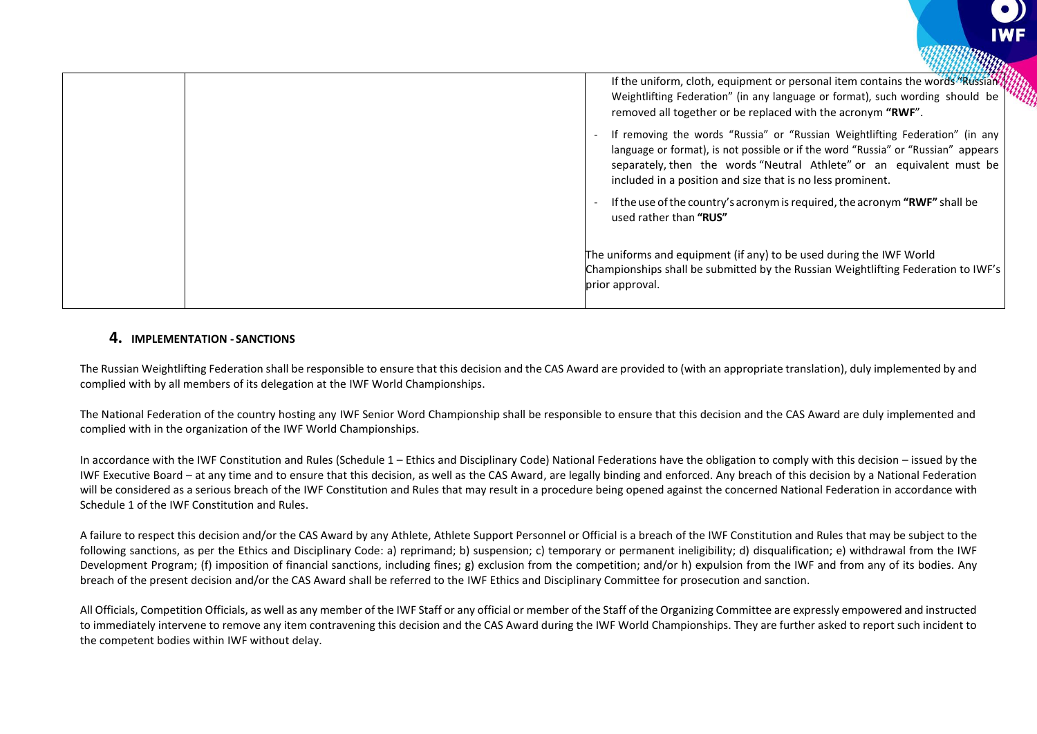| | | |
|---|---|---|
| | | If the uniform, cloth, equipment or personal item contains the words "Russian Weightlifting Federation" (in any language or format), such wording should be removed all together or be replaced with the acronym **"RWF"**.<br>- If removing the words "Russia" or "Russian Weightlifting Federation" (in any language or format), is not possible or if the word "Russia" or "Russian" appears separately, then the words "Neutral Athlete" or an equivalent must be included in a position and size that is no less prominent.<br>- If the use of the country's acronym is required, the acronym **"RWF"** shall be used rather than **"RUS"**<br><br>The uniforms and equipment (if any) to be used during the IWF World Championships shall be submitted by the Russian Weightlifting Federation to IWF's prior approval. |

## 4. IMPLEMENTATION - SANCTIONS

The Russian Weightlifting Federation shall be responsible to ensure that this decision and the CAS Award are provided to (with an appropriate translation), duly implemented by and complied with by all members of its delegation at the IWF World Championships.

The National Federation of the country hosting any IWF Senior Word Championship shall be responsible to ensure that this decision and the CAS Award are duly implemented and complied with in the organization of the IWF World Championships.

In accordance with the IWF Constitution and Rules (Schedule 1 – Ethics and Disciplinary Code) National Federations have the obligation to comply with this decision – issued by the IWF Executive Board – at any time and to ensure that this decision, as well as the CAS Award, are legally binding and enforced. Any breach of this decision by a National Federation will be considered as a serious breach of the IWF Constitution and Rules that may result in a procedure being opened against the concerned National Federation in accordance with Schedule 1 of the IWF Constitution and Rules.

A failure to respect this decision and/or the CAS Award by any Athlete, Athlete Support Personnel or Official is a breach of the IWF Constitution and Rules that may be subject to the following sanctions, as per the Ethics and Disciplinary Code: a) reprimand; b) suspension; c) temporary or permanent ineligibility; d) disqualification; e) withdrawal from the IWF Development Program; (f) imposition of financial sanctions, including fines; g) exclusion from the competition; and/or h) expulsion from the IWF and from any of its bodies. Any breach of the present decision and/or the CAS Award shall be referred to the IWF Ethics and Disciplinary Committee for prosecution and sanction.

All Officials, Competition Officials, as well as any member of the IWF Staff or any official or member of the Staff of the Organizing Committee are expressly empowered and instructed to immediately intervene to remove any item contravening this decision and the CAS Award during the IWF World Championships. They are further asked to report such incident to the competent bodies within IWF without delay.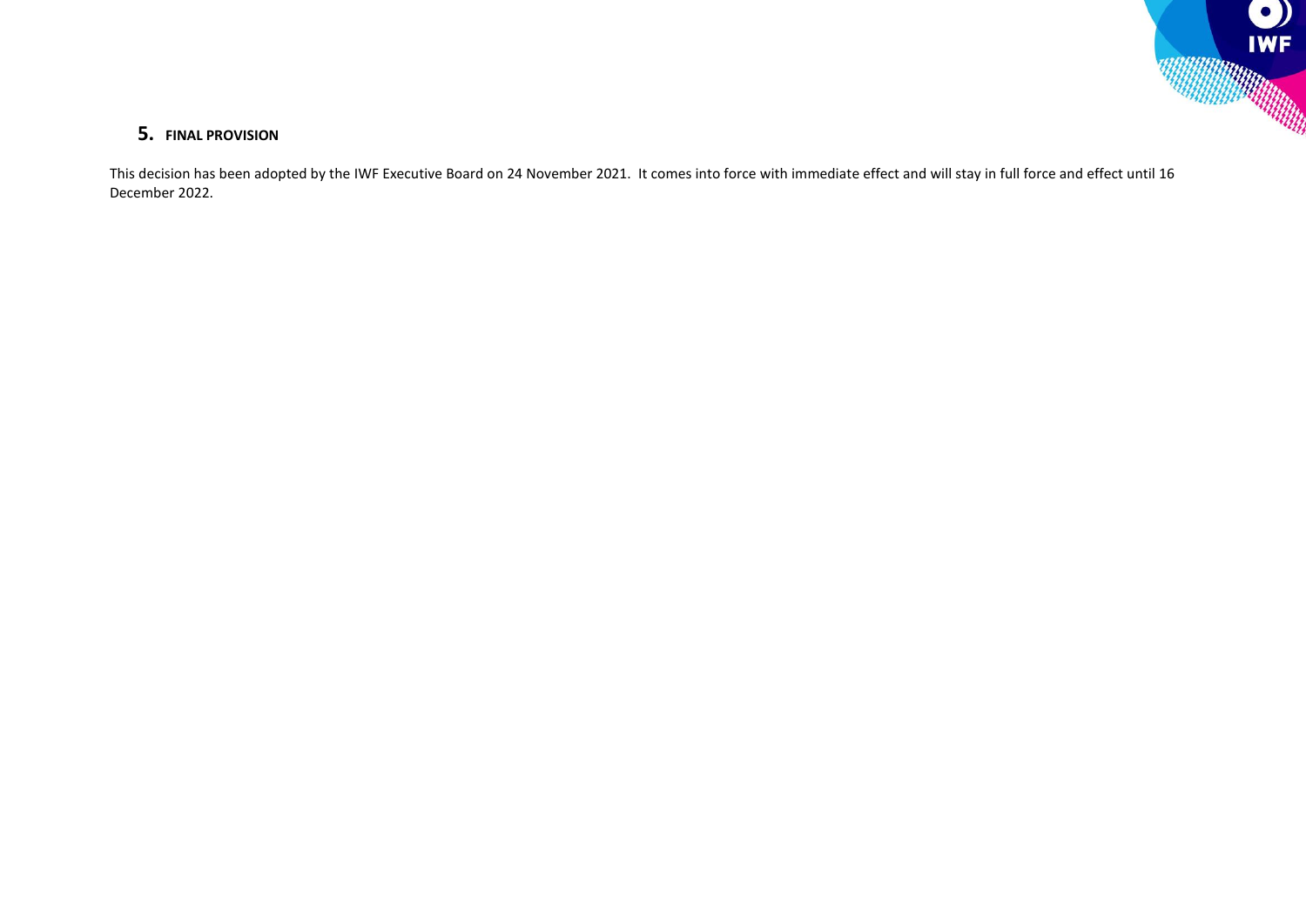## 5. FINAL PROVISION

This decision has been adopted by the IWF Executive Board on 24 November 2021. It comes into force with immediate effect and will stay in full force and effect until 16 December 2022.